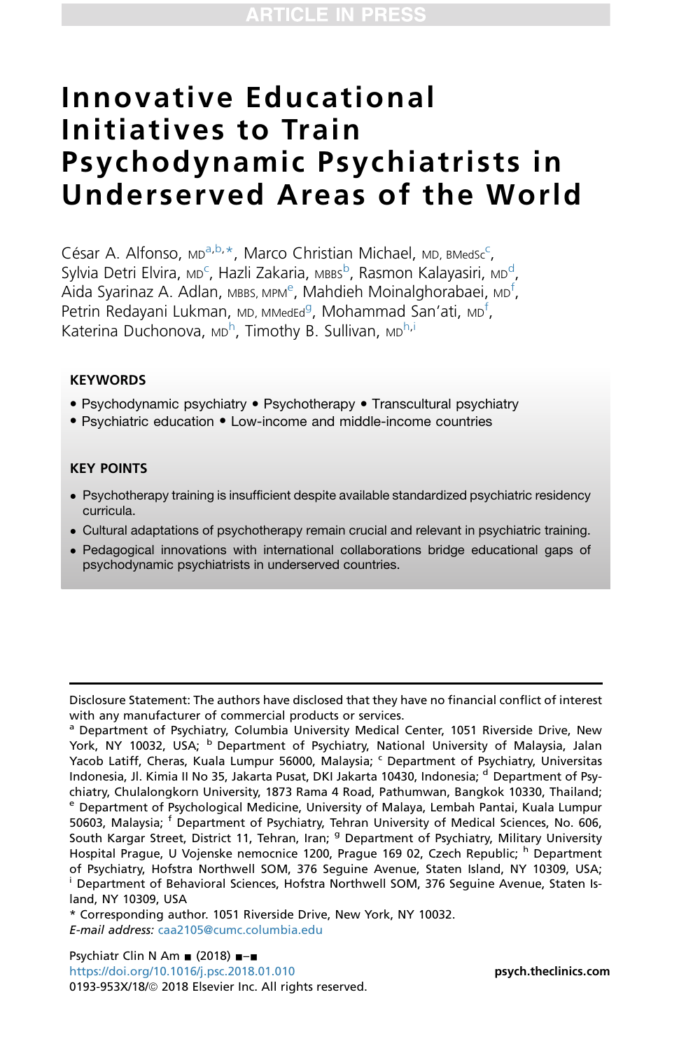# Innovative Educational Initiatives to Train Psychodynamic Psychiatrists in Underserved Areas of the World

César A. Alfonso, MD[a,b,*], Marco Christian Michael, MD, BMedSc[c], Sylvia Detri Elvira, MD[c], Hazli Zakaria, MBBS[b], Rasmon Kalayasiri, MD[d], Aida Syarinaz A. Adlan, MBBS, MPM[e], Mahdieh Moinalghorabaei, MD[f], Petrin Redayani Lukman, MD, MMedEd[g], Mohammad San'ati, MD[f], Katerina Duchonova, MD[h], Timothy B. Sullivan, MD[h,i]

## KEYWORDS

- Psychodynamic psychiatry • Psychotherapy • Transcultural psychiatry
- Psychiatric education • Low-income and middle-income countries

## KEY POINTS

- Psychotherapy training is insufficient despite available standardized psychiatric residency curricula.
- Cultural adaptations of psychotherapy remain crucial and relevant in psychiatric training.
- Pedagogical innovations with international collaborations bridge educational gaps of psychodynamic psychiatrists in underserved countries.

---

Disclosure Statement: The authors have disclosed that they have no financial conflict of interest with any manufacturer of commercial products or services.

[a] Department of Psychiatry, Columbia University Medical Center, 1051 Riverside Drive, New York, NY 10032, USA; [b] Department of Psychiatry, National University of Malaysia, Jalan Yacob Latiff, Cheras, Kuala Lumpur 56000, Malaysia; [c] Department of Psychiatry, Universitas Indonesia, Jl. Kimia II No 35, Jakarta Pusat, DKI Jakarta 10430, Indonesia; [d] Department of Psychiatry, Chulalongkorn University, 1873 Rama 4 Road, Pathumwan, Bangkok 10330, Thailand; [e] Department of Psychological Medicine, University of Malaya, Lembah Pantai, Kuala Lumpur 50603, Malaysia; [f] Department of Psychiatry, Tehran University of Medical Sciences, No. 606, South Kargar Street, District 11, Tehran, Iran; [g] Department of Psychiatry, Military University Hospital Prague, U Vojenske nemocnice 1200, Prague 169 02, Czech Republic; [h] Department of Psychiatry, Hofstra Northwell SOM, 376 Seguine Avenue, Staten Island, NY 10309, USA; [i] Department of Behavioral Sciences, Hofstra Northwell SOM, 376 Seguine Avenue, Staten Island, NY 10309, USA

\* Corresponding author. 1051 Riverside Drive, New York, NY 10032.

*E-mail address:* caa2105@cumc.columbia.edu

https://doi.org/10.1016/j.psc.2018.01.010

0193-953X/18/© 2018 Elsevier Inc. All rights reserved.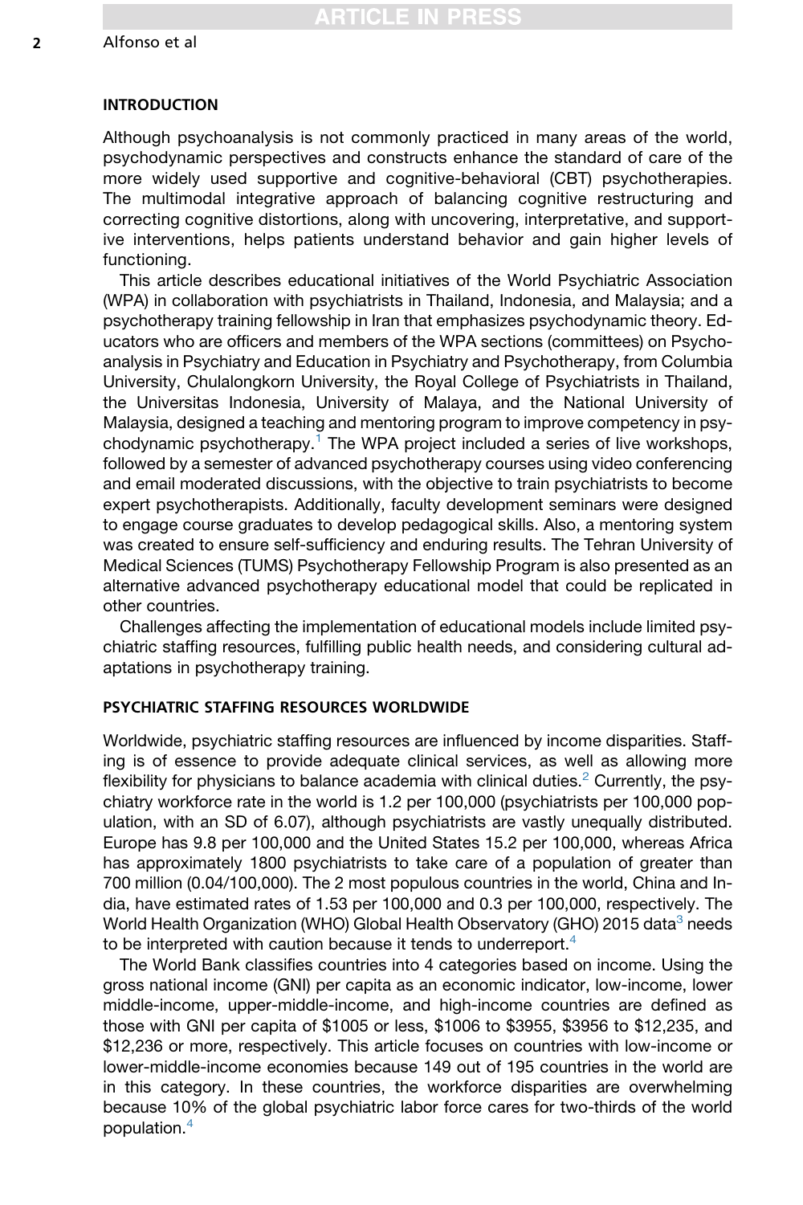## INTRODUCTION

Although psychoanalysis is not commonly practiced in many areas of the world, psychodynamic perspectives and constructs enhance the standard of care of the more widely used supportive and cognitive-behavioral (CBT) psychotherapies. The multimodal integrative approach of balancing cognitive restructuring and correcting cognitive distortions, along with uncovering, interpretative, and supportive interventions, helps patients understand behavior and gain higher levels of functioning.

This article describes educational initiatives of the World Psychiatric Association (WPA) in collaboration with psychiatrists in Thailand, Indonesia, and Malaysia; and a psychotherapy training fellowship in Iran that emphasizes psychodynamic theory. Educators who are officers and members of the WPA sections (committees) on Psychoanalysis in Psychiatry and Education in Psychiatry and Psychotherapy, from Columbia University, Chulalongkorn University, the Royal College of Psychiatrists in Thailand, the Universitas Indonesia, University of Malaya, and the National University of Malaysia, designed a teaching and mentoring program to improve competency in psychodynamic psychotherapy.[1] The WPA project included a series of live workshops, followed by a semester of advanced psychotherapy courses using video conferencing and email moderated discussions, with the objective to train psychiatrists to become expert psychotherapists. Additionally, faculty development seminars were designed to engage course graduates to develop pedagogical skills. Also, a mentoring system was created to ensure self-sufficiency and enduring results. The Tehran University of Medical Sciences (TUMS) Psychotherapy Fellowship Program is also presented as an alternative advanced psychotherapy educational model that could be replicated in other countries.

Challenges affecting the implementation of educational models include limited psychiatric staffing resources, fulfilling public health needs, and considering cultural adaptations in psychotherapy training.

## PSYCHIATRIC STAFFING RESOURCES WORLDWIDE

Worldwide, psychiatric staffing resources are influenced by income disparities. Staffing is of essence to provide adequate clinical services, as well as allowing more flexibility for physicians to balance academia with clinical duties.[2] Currently, the psychiatry workforce rate in the world is 1.2 per 100,000 (psychiatrists per 100,000 population, with an SD of 6.07), although psychiatrists are vastly unequally distributed. Europe has 9.8 per 100,000 and the United States 15.2 per 100,000, whereas Africa has approximately 1800 psychiatrists to take care of a population of greater than 700 million (0.04/100,000). The 2 most populous countries in the world, China and India, have estimated rates of 1.53 per 100,000 and 0.3 per 100,000, respectively. The World Health Organization (WHO) Global Health Observatory (GHO) 2015 data[3] needs to be interpreted with caution because it tends to underreport.[4]

The World Bank classifies countries into 4 categories based on income. Using the gross national income (GNI) per capita as an economic indicator, low-income, lower middle-income, upper-middle-income, and high-income countries are defined as those with GNI per capita of $1005 or less, $1006 to $3955, $3956 to $12,235, and $12,236 or more, respectively. This article focuses on countries with low-income or lower-middle-income economies because 149 out of 195 countries in the world are in this category. In these countries, the workforce disparities are overwhelming because 10% of the global psychiatric labor force cares for two-thirds of the world population.[4]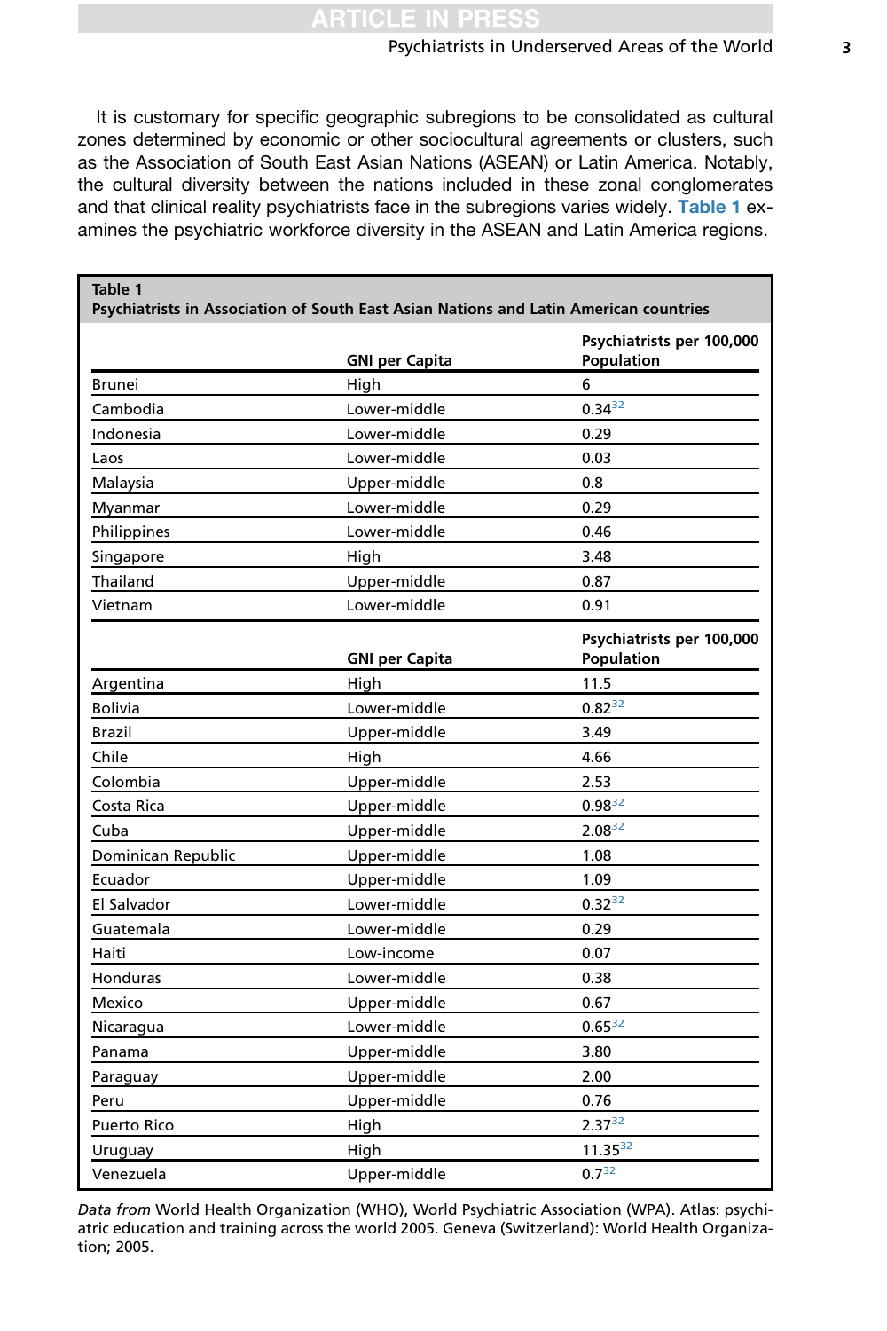It is customary for specific geographic subregions to be consolidated as cultural zones determined by economic or other sociocultural agreements or clusters, such as the Association of South East Asian Nations (ASEAN) or Latin America. Notably, the cultural diversity between the nations included in these zonal conglomerates and that clinical reality psychiatrists face in the subregions varies widely. **Table 1** examines the psychiatric workforce diversity in the ASEAN and Latin America regions.

**Table 1**
**Psychiatrists in Association of South East Asian Nations and Latin American countries**

| | GNI per Capita | Psychiatrists per 100,000 Population |
|---|---|---|
| Brunei | High | 6 |
| Cambodia | Lower-middle | 0.34[32] |
| Indonesia | Lower-middle | 0.29 |
| Laos | Lower-middle | 0.03 |
| Malaysia | Upper-middle | 0.8 |
| Myanmar | Lower-middle | 0.29 |
| Philippines | Lower-middle | 0.46 |
| Singapore | High | 3.48 |
| Thailand | Upper-middle | 0.87 |
| Vietnam | Lower-middle | 0.91 |
| | **GNI per Capita** | **Psychiatrists per 100,000 Population** |
| Argentina | High | 11.5 |
| Bolivia | Lower-middle | 0.82[32] |
| Brazil | Upper-middle | 3.49 |
| Chile | High | 4.66 |
| Colombia | Upper-middle | 2.53 |
| Costa Rica | Upper-middle | 0.98[32] |
| Cuba | Upper-middle | 2.08[32] |
| Dominican Republic | Upper-middle | 1.08 |
| Ecuador | Upper-middle | 1.09 |
| El Salvador | Lower-middle | 0.32[32] |
| Guatemala | Lower-middle | 0.29 |
| Haiti | Low-income | 0.07 |
| Honduras | Lower-middle | 0.38 |
| Mexico | Upper-middle | 0.67 |
| Nicaragua | Lower-middle | 0.65[32] |
| Panama | Upper-middle | 3.80 |
| Paraguay | Upper-middle | 2.00 |
| Peru | Upper-middle | 0.76 |
| Puerto Rico | High | 2.37[32] |
| Uruguay | High | 11.35[32] |
| Venezuela | Upper-middle | 0.7[32] |

*Data from* World Health Organization (WHO), World Psychiatric Association (WPA). Atlas: psychiatric education and training across the world 2005. Geneva (Switzerland): World Health Organization; 2005.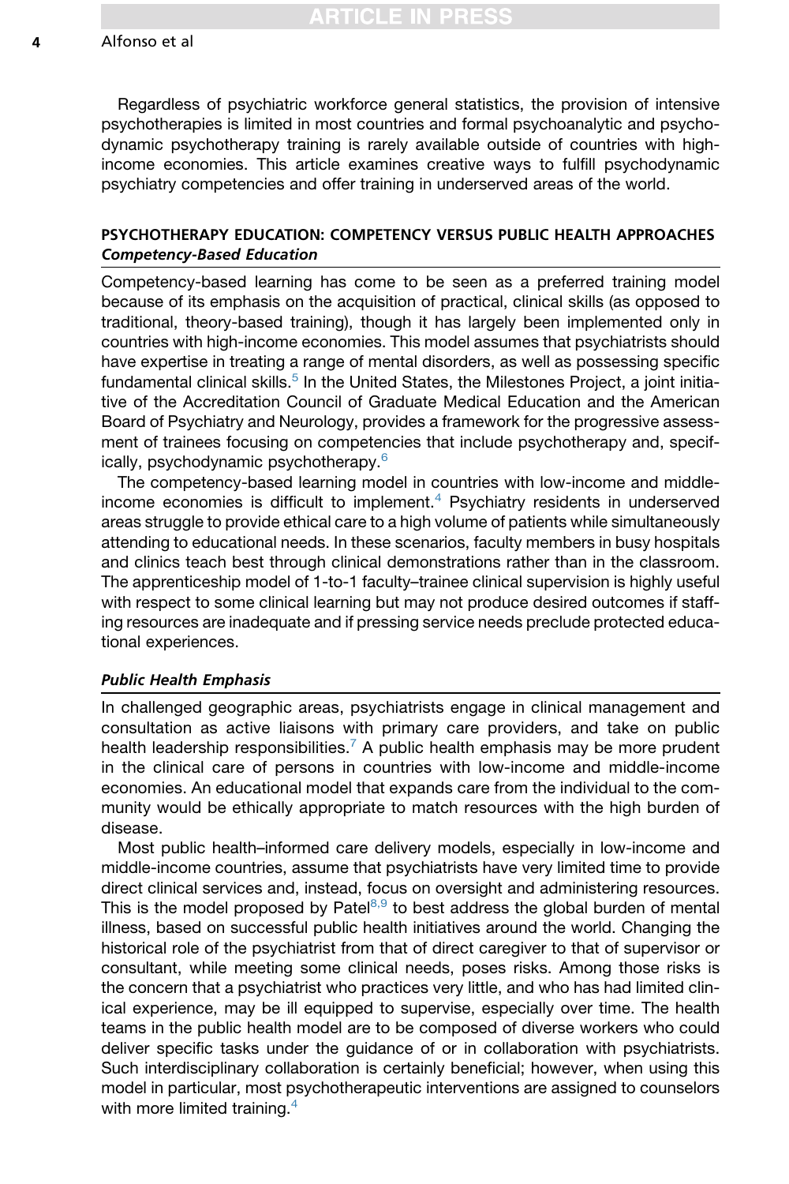Regardless of psychiatric workforce general statistics, the provision of intensive psychotherapies is limited in most countries and formal psychoanalytic and psychodynamic psychotherapy training is rarely available outside of countries with high-income economies. This article examines creative ways to fulfill psychodynamic psychiatry competencies and offer training in underserved areas of the world.

## PSYCHOTHERAPY EDUCATION: COMPETENCY VERSUS PUBLIC HEALTH APPROACHES

### *Competency-Based Education*

Competency-based learning has come to be seen as a preferred training model because of its emphasis on the acquisition of practical, clinical skills (as opposed to traditional, theory-based training), though it has largely been implemented only in countries with high-income economies. This model assumes that psychiatrists should have expertise in treating a range of mental disorders, as well as possessing specific fundamental clinical skills.[5] In the United States, the Milestones Project, a joint initiative of the Accreditation Council of Graduate Medical Education and the American Board of Psychiatry and Neurology, provides a framework for the progressive assessment of trainees focusing on competencies that include psychotherapy and, specifically, psychodynamic psychotherapy.[6]

The competency-based learning model in countries with low-income and middle-income economies is difficult to implement.[4] Psychiatry residents in underserved areas struggle to provide ethical care to a high volume of patients while simultaneously attending to educational needs. In these scenarios, faculty members in busy hospitals and clinics teach best through clinical demonstrations rather than in the classroom. The apprenticeship model of 1-to-1 faculty–trainee clinical supervision is highly useful with respect to some clinical learning but may not produce desired outcomes if staffing resources are inadequate and if pressing service needs preclude protected educational experiences.

### *Public Health Emphasis*

In challenged geographic areas, psychiatrists engage in clinical management and consultation as active liaisons with primary care providers, and take on public health leadership responsibilities.[7] A public health emphasis may be more prudent in the clinical care of persons in countries with low-income and middle-income economies. An educational model that expands care from the individual to the community would be ethically appropriate to match resources with the high burden of disease.

Most public health–informed care delivery models, especially in low-income and middle-income countries, assume that psychiatrists have very limited time to provide direct clinical services and, instead, focus on oversight and administering resources. This is the model proposed by Patel[8,9] to best address the global burden of mental illness, based on successful public health initiatives around the world. Changing the historical role of the psychiatrist from that of direct caregiver to that of supervisor or consultant, while meeting some clinical needs, poses risks. Among those risks is the concern that a psychiatrist who practices very little, and who has had limited clinical experience, may be ill equipped to supervise, especially over time. The health teams in the public health model are to be composed of diverse workers who could deliver specific tasks under the guidance of or in collaboration with psychiatrists. Such interdisciplinary collaboration is certainly beneficial; however, when using this model in particular, most psychotherapeutic interventions are assigned to counselors with more limited training.[4]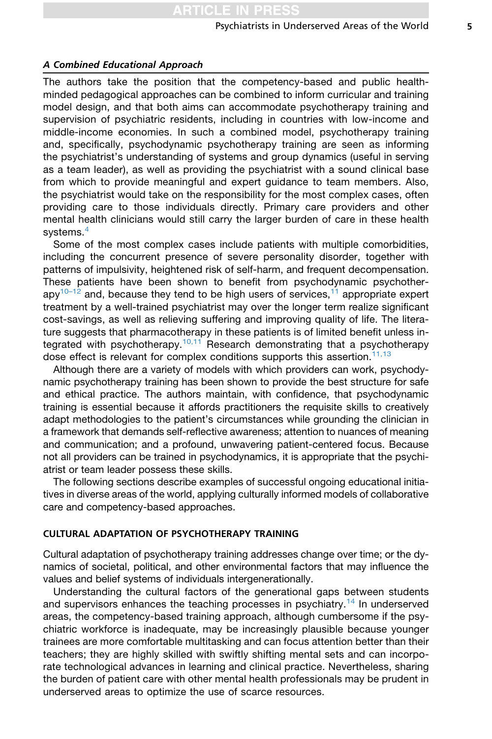### *A Combined Educational Approach*

The authors take the position that the competency-based and public health-minded pedagogical approaches can be combined to inform curricular and training model design, and that both aims can accommodate psychotherapy training and supervision of psychiatric residents, including in countries with low-income and middle-income economies. In such a combined model, psychotherapy training and, specifically, psychodynamic psychotherapy training are seen as informing the psychiatrist's understanding of systems and group dynamics (useful in serving as a team leader), as well as providing the psychiatrist with a sound clinical base from which to provide meaningful and expert guidance to team members. Also, the psychiatrist would take on the responsibility for the most complex cases, often providing care to those individuals directly. Primary care providers and other mental health clinicians would still carry the larger burden of care in these health systems.[4]

Some of the most complex cases include patients with multiple comorbidities, including the concurrent presence of severe personality disorder, together with patterns of impulsivity, heightened risk of self-harm, and frequent decompensation. These patients have been shown to benefit from psychodynamic psychotherapy[10–12] and, because they tend to be high users of services,[11] appropriate expert treatment by a well-trained psychiatrist may over the longer term realize significant cost-savings, as well as relieving suffering and improving quality of life. The literature suggests that pharmacotherapy in these patients is of limited benefit unless integrated with psychotherapy.[10,11] Research demonstrating that a psychotherapy dose effect is relevant for complex conditions supports this assertion.[11,13]

Although there are a variety of models with which providers can work, psychodynamic psychotherapy training has been shown to provide the best structure for safe and ethical practice. The authors maintain, with confidence, that psychodynamic training is essential because it affords practitioners the requisite skills to creatively adapt methodologies to the patient's circumstances while grounding the clinician in a framework that demands self-reflective awareness; attention to nuances of meaning and communication; and a profound, unwavering patient-centered focus. Because not all providers can be trained in psychodynamics, it is appropriate that the psychiatrist or team leader possess these skills.

The following sections describe examples of successful ongoing educational initiatives in diverse areas of the world, applying culturally informed models of collaborative care and competency-based approaches.

## CULTURAL ADAPTATION OF PSYCHOTHERAPY TRAINING

Cultural adaptation of psychotherapy training addresses change over time; or the dynamics of societal, political, and other environmental factors that may influence the values and belief systems of individuals intergenerationally.

Understanding the cultural factors of the generational gaps between students and supervisors enhances the teaching processes in psychiatry.[14] In underserved areas, the competency-based training approach, although cumbersome if the psychiatric workforce is inadequate, may be increasingly plausible because younger trainees are more comfortable multitasking and can focus attention better than their teachers; they are highly skilled with swiftly shifting mental sets and can incorporate technological advances in learning and clinical practice. Nevertheless, sharing the burden of patient care with other mental health professionals may be prudent in underserved areas to optimize the use of scarce resources.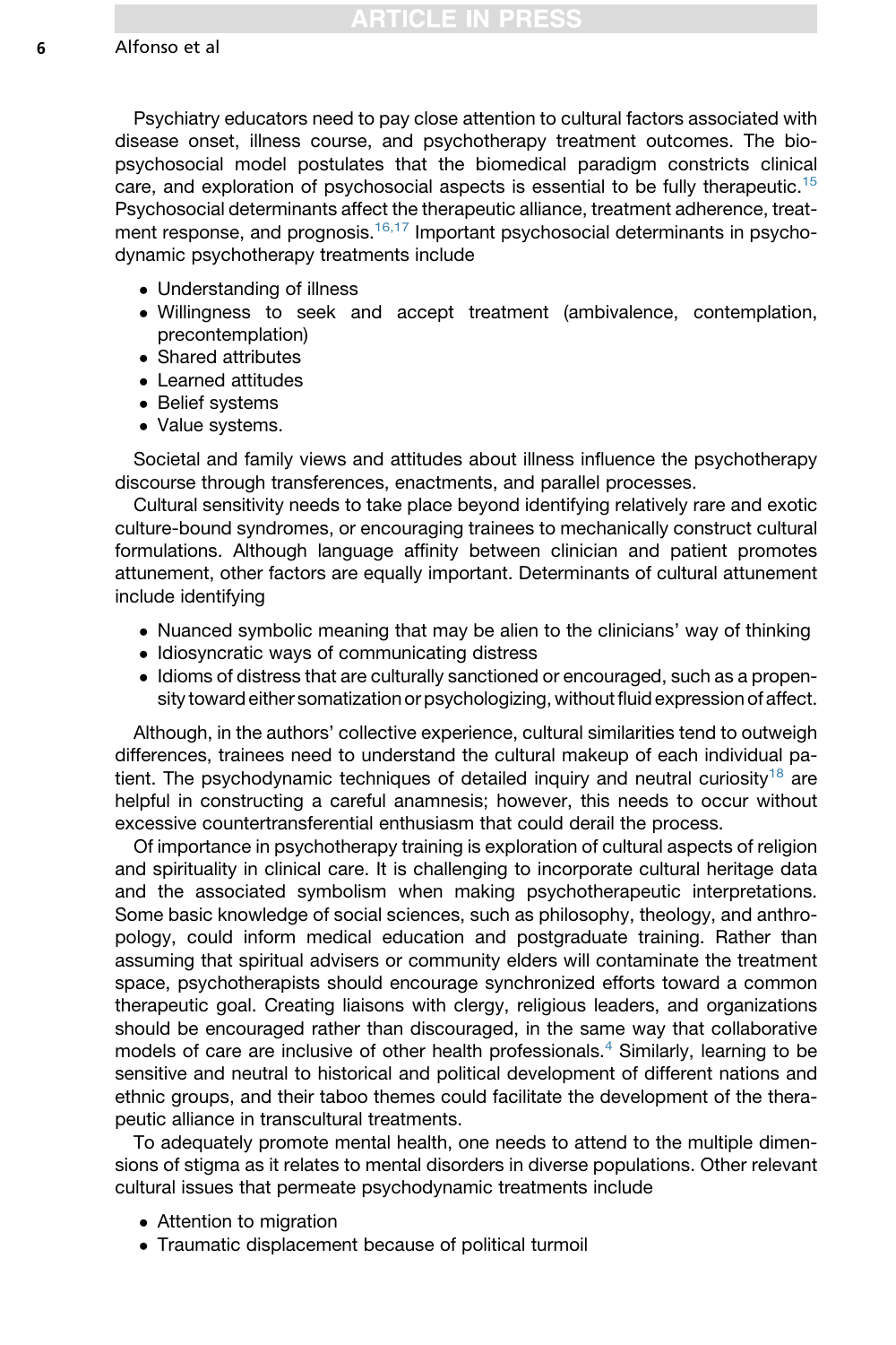Psychiatry educators need to pay close attention to cultural factors associated with disease onset, illness course, and psychotherapy treatment outcomes. The biopsychosocial model postulates that the biomedical paradigm constricts clinical care, and exploration of psychosocial aspects is essential to be fully therapeutic.[15] Psychosocial determinants affect the therapeutic alliance, treatment adherence, treatment response, and prognosis.[16,17] Important psychosocial determinants in psychodynamic psychotherapy treatments include

- Understanding of illness
- Willingness to seek and accept treatment (ambivalence, contemplation, precontemplation)
- Shared attributes
- Learned attitudes
- Belief systems
- Value systems.

Societal and family views and attitudes about illness influence the psychotherapy discourse through transferences, enactments, and parallel processes.

Cultural sensitivity needs to take place beyond identifying relatively rare and exotic culture-bound syndromes, or encouraging trainees to mechanically construct cultural formulations. Although language affinity between clinician and patient promotes attunement, other factors are equally important. Determinants of cultural attunement include identifying

- Nuanced symbolic meaning that may be alien to the clinicians' way of thinking
- Idiosyncratic ways of communicating distress
- Idioms of distress that are culturally sanctioned or encouraged, such as a propensity toward either somatization or psychologizing, without fluid expression of affect.

Although, in the authors' collective experience, cultural similarities tend to outweigh differences, trainees need to understand the cultural makeup of each individual patient. The psychodynamic techniques of detailed inquiry and neutral curiosity[18] are helpful in constructing a careful anamnesis; however, this needs to occur without excessive countertransferential enthusiasm that could derail the process.

Of importance in psychotherapy training is exploration of cultural aspects of religion and spirituality in clinical care. It is challenging to incorporate cultural heritage data and the associated symbolism when making psychotherapeutic interpretations. Some basic knowledge of social sciences, such as philosophy, theology, and anthropology, could inform medical education and postgraduate training. Rather than assuming that spiritual advisers or community elders will contaminate the treatment space, psychotherapists should encourage synchronized efforts toward a common therapeutic goal. Creating liaisons with clergy, religious leaders, and organizations should be encouraged rather than discouraged, in the same way that collaborative models of care are inclusive of other health professionals.[4] Similarly, learning to be sensitive and neutral to historical and political development of different nations and ethnic groups, and their taboo themes could facilitate the development of the therapeutic alliance in transcultural treatments.

To adequately promote mental health, one needs to attend to the multiple dimensions of stigma as it relates to mental disorders in diverse populations. Other relevant cultural issues that permeate psychodynamic treatments include

- Attention to migration
- Traumatic displacement because of political turmoil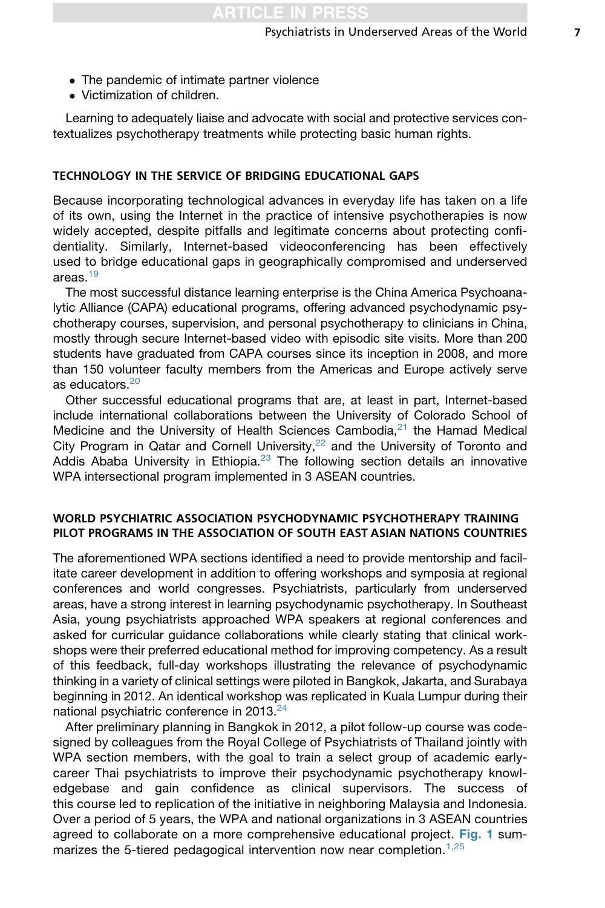- The pandemic of intimate partner violence
- Victimization of children.

Learning to adequately liaise and advocate with social and protective services contextualizes psychotherapy treatments while protecting basic human rights.

## TECHNOLOGY IN THE SERVICE OF BRIDGING EDUCATIONAL GAPS

Because incorporating technological advances in everyday life has taken on a life of its own, using the Internet in the practice of intensive psychotherapies is now widely accepted, despite pitfalls and legitimate concerns about protecting confidentiality. Similarly, Internet-based videoconferencing has been effectively used to bridge educational gaps in geographically compromised and underserved areas.[19]

The most successful distance learning enterprise is the China America Psychoanalytic Alliance (CAPA) educational programs, offering advanced psychodynamic psychotherapy courses, supervision, and personal psychotherapy to clinicians in China, mostly through secure Internet-based video with episodic site visits. More than 200 students have graduated from CAPA courses since its inception in 2008, and more than 150 volunteer faculty members from the Americas and Europe actively serve as educators.[20]

Other successful educational programs that are, at least in part, Internet-based include international collaborations between the University of Colorado School of Medicine and the University of Health Sciences Cambodia,[21] the Hamad Medical City Program in Qatar and Cornell University,[22] and the University of Toronto and Addis Ababa University in Ethiopia.[23] The following section details an innovative WPA intersectional program implemented in 3 ASEAN countries.

## WORLD PSYCHIATRIC ASSOCIATION PSYCHODYNAMIC PSYCHOTHERAPY TRAINING PILOT PROGRAMS IN THE ASSOCIATION OF SOUTH EAST ASIAN NATIONS COUNTRIES

The aforementioned WPA sections identified a need to provide mentorship and facilitate career development in addition to offering workshops and symposia at regional conferences and world congresses. Psychiatrists, particularly from underserved areas, have a strong interest in learning psychodynamic psychotherapy. In Southeast Asia, young psychiatrists approached WPA speakers at regional conferences and asked for curricular guidance collaborations while clearly stating that clinical workshops were their preferred educational method for improving competency. As a result of this feedback, full-day workshops illustrating the relevance of psychodynamic thinking in a variety of clinical settings were piloted in Bangkok, Jakarta, and Surabaya beginning in 2012. An identical workshop was replicated in Kuala Lumpur during their national psychiatric conference in 2013.[24]

After preliminary planning in Bangkok in 2012, a pilot follow-up course was codesigned by colleagues from the Royal College of Psychiatrists of Thailand jointly with WPA section members, with the goal to train a select group of academic early-career Thai psychiatrists to improve their psychodynamic psychotherapy knowledgebase and gain confidence as clinical supervisors. The success of this course led to replication of the initiative in neighboring Malaysia and Indonesia. Over a period of 5 years, the WPA and national organizations in 3 ASEAN countries agreed to collaborate on a more comprehensive educational project. **Fig. 1** summarizes the 5-tiered pedagogical intervention now near completion.[1,25]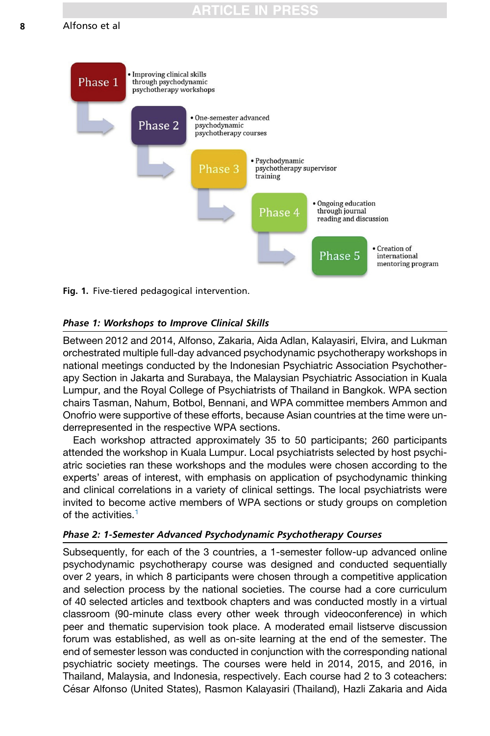Phase 1 • Improving clinical skills through psychodynamic psychotherapy workshops

Phase 2 • One-semester advanced psychodynamic psychotherapy courses

Phase 3 • Psychodynamic psychotherapy supervisor training

Phase 4 • Ongoing education through journal reading and discussion

Phase 5 • Creation of international mentoring program

**Fig. 1.** Five-tiered pedagogical intervention.

### *Phase 1: Workshops to Improve Clinical Skills*

Between 2012 and 2014, Alfonso, Zakaria, Aida Adlan, Kalayasiri, Elvira, and Lukman orchestrated multiple full-day advanced psychodynamic psychotherapy workshops in national meetings conducted by the Indonesian Psychiatric Association Psychotherapy Section in Jakarta and Surabaya, the Malaysian Psychiatric Association in Kuala Lumpur, and the Royal College of Psychiatrists of Thailand in Bangkok. WPA section chairs Tasman, Nahum, Botbol, Bennani, and WPA committee members Ammon and Onofrio were supportive of these efforts, because Asian countries at the time were underrepresented in the respective WPA sections.

Each workshop attracted approximately 35 to 50 participants; 260 participants attended the workshop in Kuala Lumpur. Local psychiatrists selected by host psychiatric societies ran these workshops and the modules were chosen according to the experts' areas of interest, with emphasis on application of psychodynamic thinking and clinical correlations in a variety of clinical settings. The local psychiatrists were invited to become active members of WPA sections or study groups on completion of the activities.[1]

### *Phase 2: 1-Semester Advanced Psychodynamic Psychotherapy Courses*

Subsequently, for each of the 3 countries, a 1-semester follow-up advanced online psychodynamic psychotherapy course was designed and conducted sequentially over 2 years, in which 8 participants were chosen through a competitive application and selection process by the national societies. The course had a core curriculum of 40 selected articles and textbook chapters and was conducted mostly in a virtual classroom (90-minute class every other week through videoconference) in which peer and thematic supervision took place. A moderated email listserve discussion forum was established, as well as on-site learning at the end of the semester. The end of semester lesson was conducted in conjunction with the corresponding national psychiatric society meetings. The courses were held in 2014, 2015, and 2016, in Thailand, Malaysia, and Indonesia, respectively. Each course had 2 to 3 coteachers: César Alfonso (United States), Rasmon Kalayasiri (Thailand), Hazli Zakaria and Aida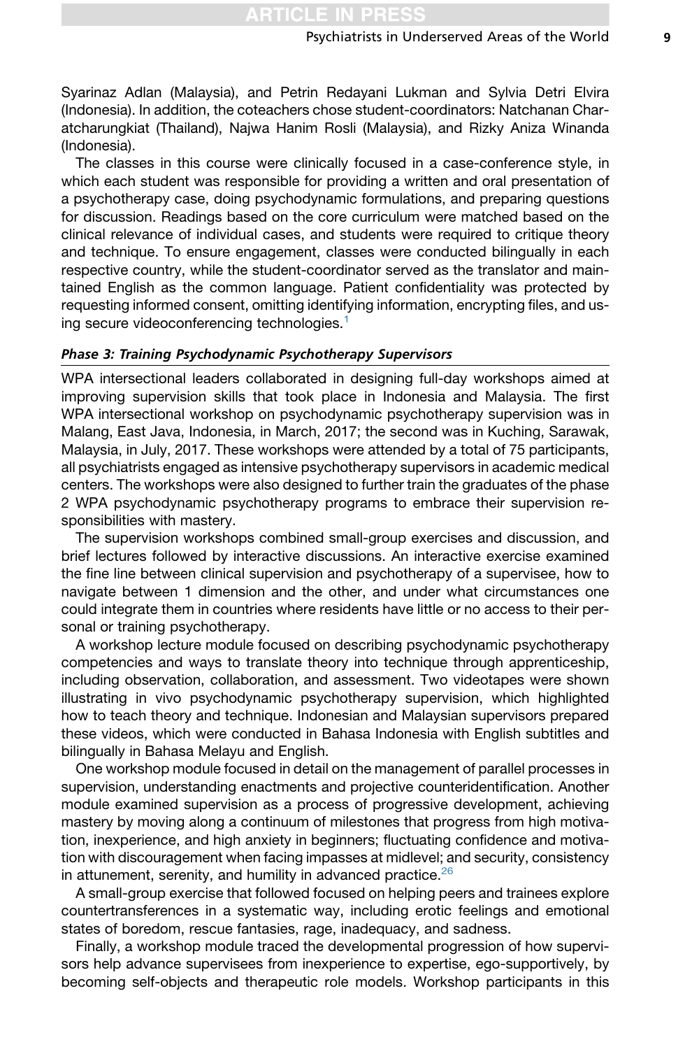Syarinaz Adlan (Malaysia), and Petrin Redayani Lukman and Sylvia Detri Elvira (Indonesia). In addition, the coteachers chose student-coordinators: Natchanan Charatcharungkiat (Thailand), Najwa Hanim Rosli (Malaysia), and Rizky Aniza Winanda (Indonesia).

The classes in this course were clinically focused in a case-conference style, in which each student was responsible for providing a written and oral presentation of a psychotherapy case, doing psychodynamic formulations, and preparing questions for discussion. Readings based on the core curriculum were matched based on the clinical relevance of individual cases, and students were required to critique theory and technique. To ensure engagement, classes were conducted bilingually in each respective country, while the student-coordinator served as the translator and maintained English as the common language. Patient confidentiality was protected by requesting informed consent, omitting identifying information, encrypting files, and using secure videoconferencing technologies.[1]

### *Phase 3: Training Psychodynamic Psychotherapy Supervisors*

WPA intersectional leaders collaborated in designing full-day workshops aimed at improving supervision skills that took place in Indonesia and Malaysia. The first WPA intersectional workshop on psychodynamic psychotherapy supervision was in Malang, East Java, Indonesia, in March, 2017; the second was in Kuching, Sarawak, Malaysia, in July, 2017. These workshops were attended by a total of 75 participants, all psychiatrists engaged as intensive psychotherapy supervisors in academic medical centers. The workshops were also designed to further train the graduates of the phase 2 WPA psychodynamic psychotherapy programs to embrace their supervision responsibilities with mastery.

The supervision workshops combined small-group exercises and discussion, and brief lectures followed by interactive discussions. An interactive exercise examined the fine line between clinical supervision and psychotherapy of a supervisee, how to navigate between 1 dimension and the other, and under what circumstances one could integrate them in countries where residents have little or no access to their personal or training psychotherapy.

A workshop lecture module focused on describing psychodynamic psychotherapy competencies and ways to translate theory into technique through apprenticeship, including observation, collaboration, and assessment. Two videotapes were shown illustrating in vivo psychodynamic psychotherapy supervision, which highlighted how to teach theory and technique. Indonesian and Malaysian supervisors prepared these videos, which were conducted in Bahasa Indonesia with English subtitles and bilingually in Bahasa Melayu and English.

One workshop module focused in detail on the management of parallel processes in supervision, understanding enactments and projective counteridentification. Another module examined supervision as a process of progressive development, achieving mastery by moving along a continuum of milestones that progress from high motivation, inexperience, and high anxiety in beginners; fluctuating confidence and motivation with discouragement when facing impasses at midlevel; and security, consistency in attunement, serenity, and humility in advanced practice.[26]

A small-group exercise that followed focused on helping peers and trainees explore countertransferences in a systematic way, including erotic feelings and emotional states of boredom, rescue fantasies, rage, inadequacy, and sadness.

Finally, a workshop module traced the developmental progression of how supervisors help advance supervisees from inexperience to expertise, ego-supportively, by becoming self-objects and therapeutic role models. Workshop participants in this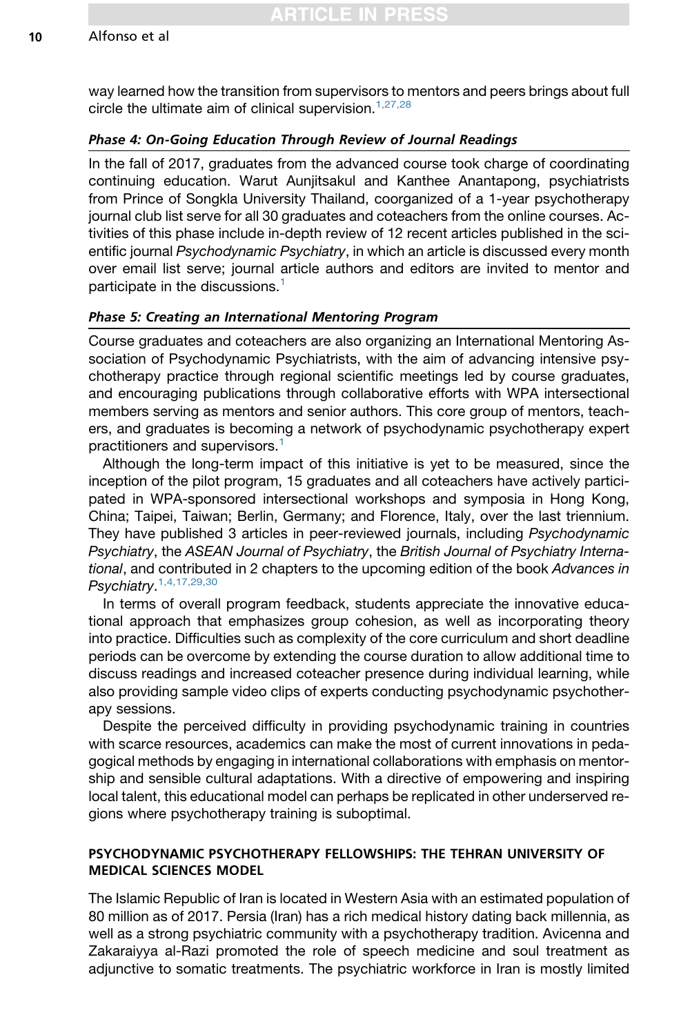way learned how the transition from supervisors to mentors and peers brings about full circle the ultimate aim of clinical supervision.[1,27,28]

### *Phase 4: On-Going Education Through Review of Journal Readings*

In the fall of 2017, graduates from the advanced course took charge of coordinating continuing education. Warut Aunjitsakul and Kanthee Anantapong, psychiatrists from Prince of Songkla University Thailand, coorganized of a 1-year psychotherapy journal club list serve for all 30 graduates and coteachers from the online courses. Activities of this phase include in-depth review of 12 recent articles published in the scientific journal *Psychodynamic Psychiatry*, in which an article is discussed every month over email list serve; journal article authors and editors are invited to mentor and participate in the discussions.[1]

### *Phase 5: Creating an International Mentoring Program*

Course graduates and coteachers are also organizing an International Mentoring Association of Psychodynamic Psychiatrists, with the aim of advancing intensive psychotherapy practice through regional scientific meetings led by course graduates, and encouraging publications through collaborative efforts with WPA intersectional members serving as mentors and senior authors. This core group of mentors, teachers, and graduates is becoming a network of psychodynamic psychotherapy expert practitioners and supervisors.[1]

Although the long-term impact of this initiative is yet to be measured, since the inception of the pilot program, 15 graduates and all coteachers have actively participated in WPA-sponsored intersectional workshops and symposia in Hong Kong, China; Taipei, Taiwan; Berlin, Germany; and Florence, Italy, over the last triennium. They have published 3 articles in peer-reviewed journals, including *Psychodynamic Psychiatry*, the *ASEAN Journal of Psychiatry*, the *British Journal of Psychiatry International*, and contributed in 2 chapters to the upcoming edition of the book *Advances in Psychiatry*.[1,4,17,29,30]

In terms of overall program feedback, students appreciate the innovative educational approach that emphasizes group cohesion, as well as incorporating theory into practice. Difficulties such as complexity of the core curriculum and short deadline periods can be overcome by extending the course duration to allow additional time to discuss readings and increased coteacher presence during individual learning, while also providing sample video clips of experts conducting psychodynamic psychotherapy sessions.

Despite the perceived difficulty in providing psychodynamic training in countries with scarce resources, academics can make the most of current innovations in pedagogical methods by engaging in international collaborations with emphasis on mentorship and sensible cultural adaptations. With a directive of empowering and inspiring local talent, this educational model can perhaps be replicated in other underserved regions where psychotherapy training is suboptimal.

## PSYCHODYNAMIC PSYCHOTHERAPY FELLOWSHIPS: THE TEHRAN UNIVERSITY OF MEDICAL SCIENCES MODEL

The Islamic Republic of Iran is located in Western Asia with an estimated population of 80 million as of 2017. Persia (Iran) has a rich medical history dating back millennia, as well as a strong psychiatric community with a psychotherapy tradition. Avicenna and Zakaraiyya al-Razi promoted the role of speech medicine and soul treatment as adjunctive to somatic treatments. The psychiatric workforce in Iran is mostly limited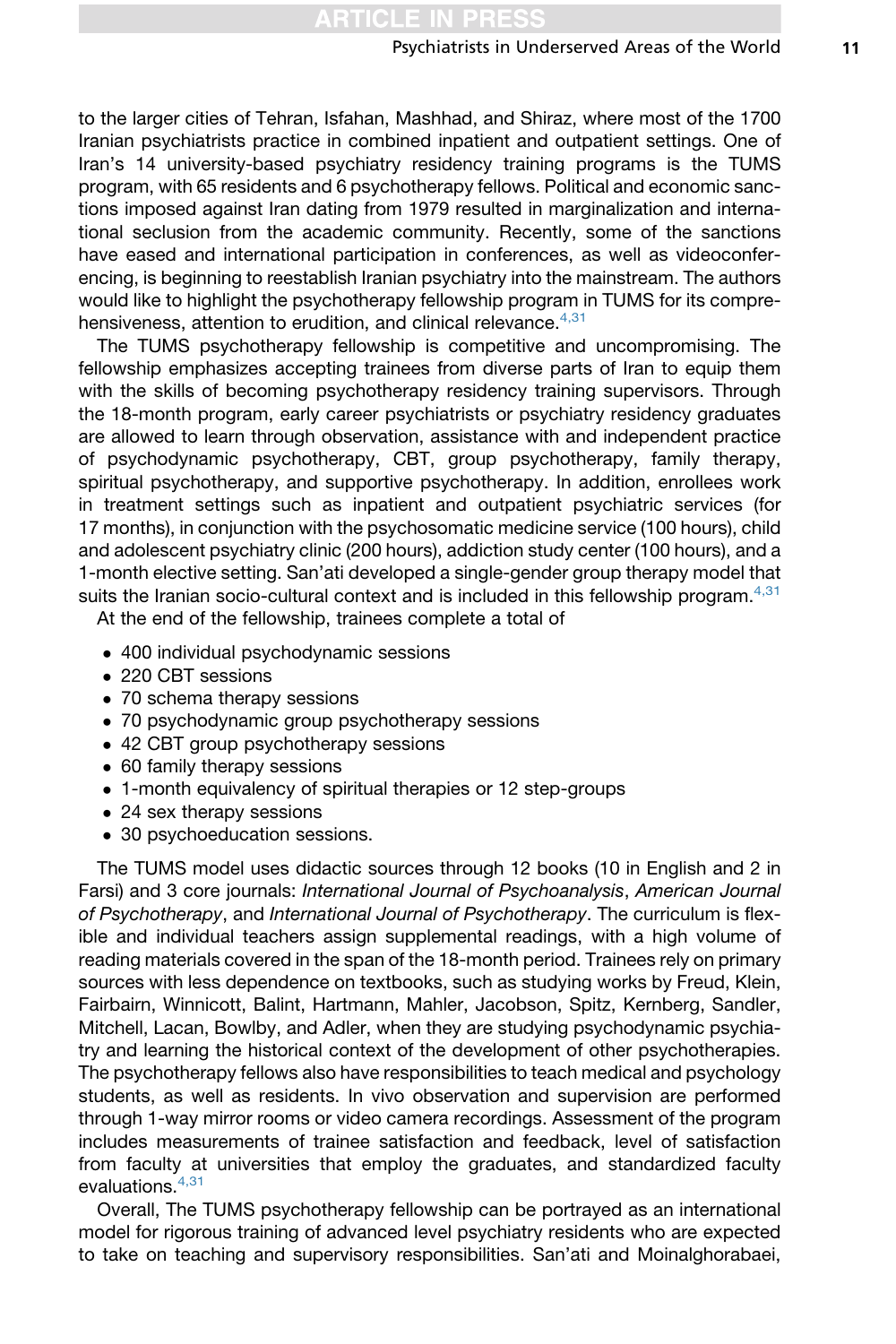to the larger cities of Tehran, Isfahan, Mashhad, and Shiraz, where most of the 1700 Iranian psychiatrists practice in combined inpatient and outpatient settings. One of Iran's 14 university-based psychiatry residency training programs is the TUMS program, with 65 residents and 6 psychotherapy fellows. Political and economic sanctions imposed against Iran dating from 1979 resulted in marginalization and international seclusion from the academic community. Recently, some of the sanctions have eased and international participation in conferences, as well as videoconferencing, is beginning to reestablish Iranian psychiatry into the mainstream. The authors would like to highlight the psychotherapy fellowship program in TUMS for its comprehensiveness, attention to erudition, and clinical relevance.[4,31]

The TUMS psychotherapy fellowship is competitive and uncompromising. The fellowship emphasizes accepting trainees from diverse parts of Iran to equip them with the skills of becoming psychotherapy residency training supervisors. Through the 18-month program, early career psychiatrists or psychiatry residency graduates are allowed to learn through observation, assistance with and independent practice of psychodynamic psychotherapy, CBT, group psychotherapy, family therapy, spiritual psychotherapy, and supportive psychotherapy. In addition, enrollees work in treatment settings such as inpatient and outpatient psychiatric services (for 17 months), in conjunction with the psychosomatic medicine service (100 hours), child and adolescent psychiatry clinic (200 hours), addiction study center (100 hours), and a 1-month elective setting. San'ati developed a single-gender group therapy model that suits the Iranian socio-cultural context and is included in this fellowship program.[4,31]

At the end of the fellowship, trainees complete a total of

- 400 individual psychodynamic sessions
- 220 CBT sessions
- 70 schema therapy sessions
- 70 psychodynamic group psychotherapy sessions
- 42 CBT group psychotherapy sessions
- 60 family therapy sessions
- 1-month equivalency of spiritual therapies or 12 step-groups
- 24 sex therapy sessions
- 30 psychoeducation sessions.

The TUMS model uses didactic sources through 12 books (10 in English and 2 in Farsi) and 3 core journals: *International Journal of Psychoanalysis*, *American Journal of Psychotherapy*, and *International Journal of Psychotherapy*. The curriculum is flexible and individual teachers assign supplemental readings, with a high volume of reading materials covered in the span of the 18-month period. Trainees rely on primary sources with less dependence on textbooks, such as studying works by Freud, Klein, Fairbairn, Winnicott, Balint, Hartmann, Mahler, Jacobson, Spitz, Kernberg, Sandler, Mitchell, Lacan, Bowlby, and Adler, when they are studying psychodynamic psychiatry and learning the historical context of the development of other psychotherapies. The psychotherapy fellows also have responsibilities to teach medical and psychology students, as well as residents. In vivo observation and supervision are performed through 1-way mirror rooms or video camera recordings. Assessment of the program includes measurements of trainee satisfaction and feedback, level of satisfaction from faculty at universities that employ the graduates, and standardized faculty evaluations.[4,31]

Overall, The TUMS psychotherapy fellowship can be portrayed as an international model for rigorous training of advanced level psychiatry residents who are expected to take on teaching and supervisory responsibilities. San'ati and Moinalghorabaei,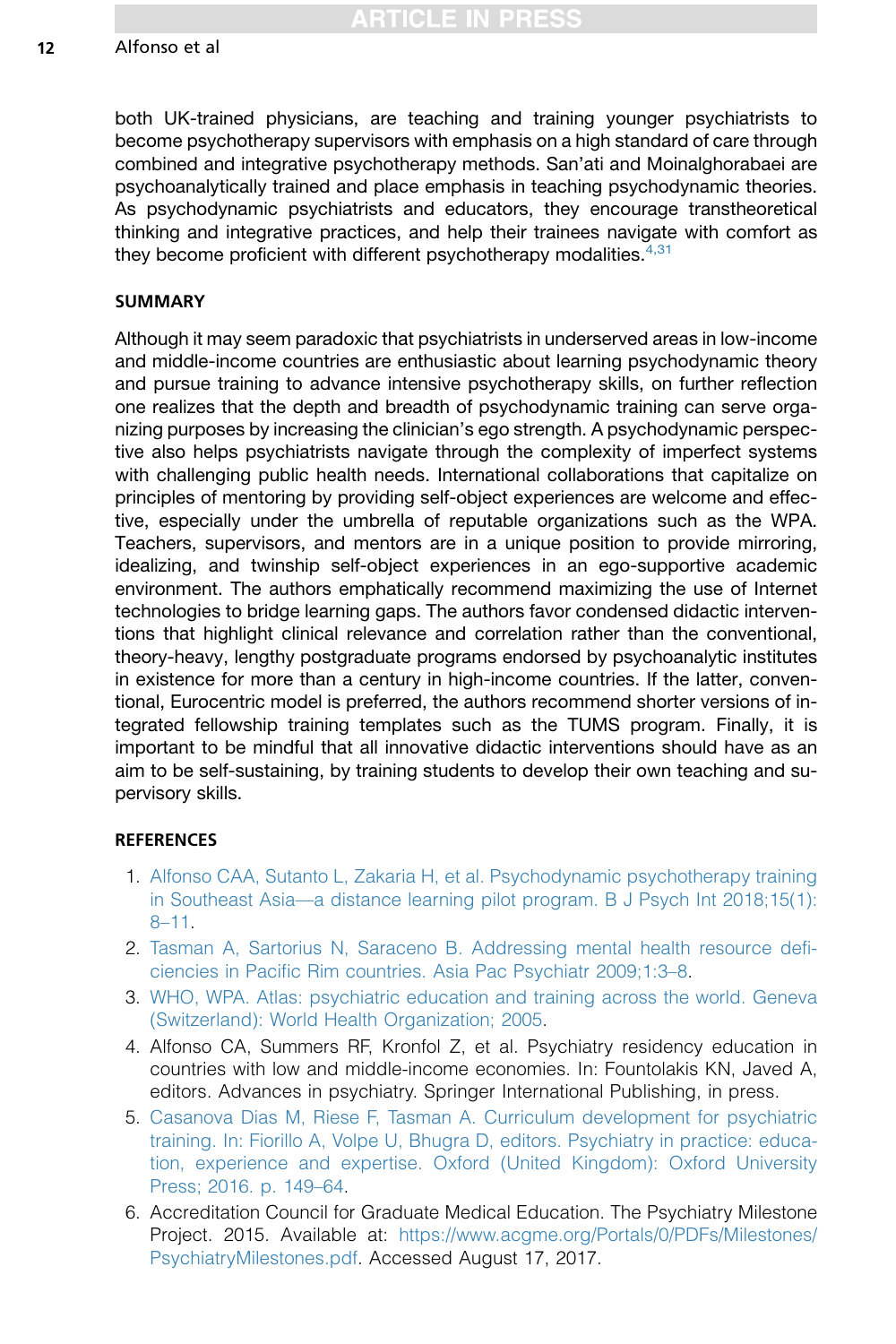both UK-trained physicians, are teaching and training younger psychiatrists to become psychotherapy supervisors with emphasis on a high standard of care through combined and integrative psychotherapy methods. San'ati and Moinalghorabaei are psychoanalytically trained and place emphasis in teaching psychodynamic theories. As psychodynamic psychiatrists and educators, they encourage transtheoretical thinking and integrative practices, and help their trainees navigate with comfort as they become proficient with different psychotherapy modalities.[4,31]

## SUMMARY

Although it may seem paradoxic that psychiatrists in underserved areas in low-income and middle-income countries are enthusiastic about learning psychodynamic theory and pursue training to advance intensive psychotherapy skills, on further reflection one realizes that the depth and breadth of psychodynamic training can serve organizing purposes by increasing the clinician's ego strength. A psychodynamic perspective also helps psychiatrists navigate through the complexity of imperfect systems with challenging public health needs. International collaborations that capitalize on principles of mentoring by providing self-object experiences are welcome and effective, especially under the umbrella of reputable organizations such as the WPA. Teachers, supervisors, and mentors are in a unique position to provide mirroring, idealizing, and twinship self-object experiences in an ego-supportive academic environment. The authors emphatically recommend maximizing the use of Internet technologies to bridge learning gaps. The authors favor condensed didactic interventions that highlight clinical relevance and correlation rather than the conventional, theory-heavy, lengthy postgraduate programs endorsed by psychoanalytic institutes in existence for more than a century in high-income countries. If the latter, conventional, Eurocentric model is preferred, the authors recommend shorter versions of integrated fellowship training templates such as the TUMS program. Finally, it is important to be mindful that all innovative didactic interventions should have as an aim to be self-sustaining, by training students to develop their own teaching and supervisory skills.

## REFERENCES

1. Alfonso CAA, Sutanto L, Zakaria H, et al. Psychodynamic psychotherapy training in Southeast Asia—a distance learning pilot program. B J Psych Int 2018;15(1):8–11.
2. Tasman A, Sartorius N, Saraceno B. Addressing mental health resource deficiencies in Pacific Rim countries. Asia Pac Psychiatr 2009;1:3–8.
3. WHO, WPA. Atlas: psychiatric education and training across the world. Geneva (Switzerland): World Health Organization; 2005.
4. Alfonso CA, Summers RF, Kronfol Z, et al. Psychiatry residency education in countries with low and middle-income economies. In: Fountolakis KN, Javed A, editors. Advances in psychiatry. Springer International Publishing, in press.
5. Casanova Dias M, Riese F, Tasman A. Curriculum development for psychiatric training. In: Fiorillo A, Volpe U, Bhugra D, editors. Psychiatry in practice: education, experience and expertise. Oxford (United Kingdom): Oxford University Press; 2016. p. 149–64.
6. Accreditation Council for Graduate Medical Education. The Psychiatry Milestone Project. 2015. Available at: https://www.acgme.org/Portals/0/PDFs/Milestones/PsychiatryMilestones.pdf. Accessed August 17, 2017.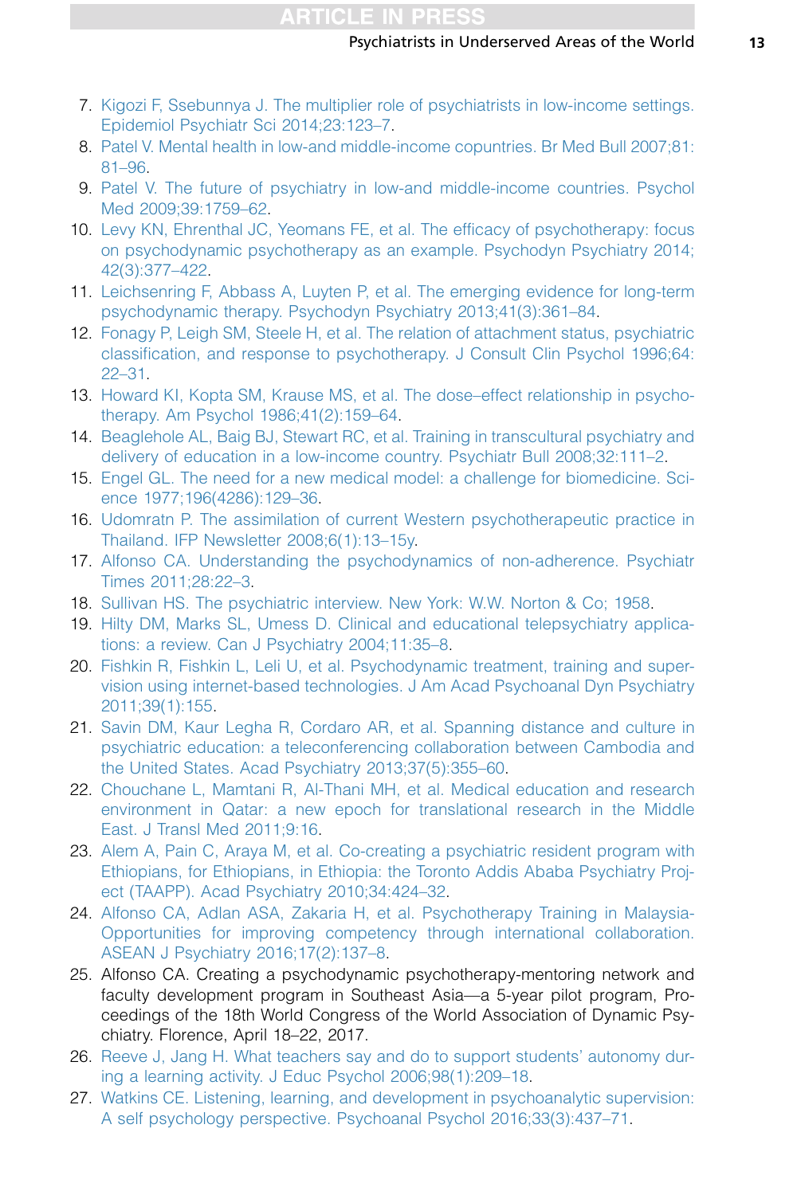7. Kigozi F, Ssebunnya J. The multiplier role of psychiatrists in low-income settings. Epidemiol Psychiatr Sci 2014;23:123–7.
8. Patel V. Mental health in low-and middle-income copuntries. Br Med Bull 2007;81: 81–96.
9. Patel V. The future of psychiatry in low-and middle-income countries. Psychol Med 2009;39:1759–62.
10. Levy KN, Ehrenthal JC, Yeomans FE, et al. The efficacy of psychotherapy: focus on psychodynamic psychotherapy as an example. Psychodyn Psychiatry 2014; 42(3):377–422.
11. Leichsenring F, Abbass A, Luyten P, et al. The emerging evidence for long-term psychodynamic therapy. Psychodyn Psychiatry 2013;41(3):361–84.
12. Fonagy P, Leigh SM, Steele H, et al. The relation of attachment status, psychiatric classification, and response to psychotherapy. J Consult Clin Psychol 1996;64: 22–31.
13. Howard KI, Kopta SM, Krause MS, et al. The dose–effect relationship in psychotherapy. Am Psychol 1986;41(2):159–64.
14. Beaglehole AL, Baig BJ, Stewart RC, et al. Training in transcultural psychiatry and delivery of education in a low-income country. Psychiatr Bull 2008;32:111–2.
15. Engel GL. The need for a new medical model: a challenge for biomedicine. Science 1977;196(4286):129–36.
16. Udomratn P. The assimilation of current Western psychotherapeutic practice in Thailand. IFP Newsletter 2008;6(1):13–15y.
17. Alfonso CA. Understanding the psychodynamics of non-adherence. Psychiatr Times 2011;28:22–3.
18. Sullivan HS. The psychiatric interview. New York: W.W. Norton & Co; 1958.
19. Hilty DM, Marks SL, Umess D. Clinical and educational telepsychiatry applications: a review. Can J Psychiatry 2004;11:35–8.
20. Fishkin R, Fishkin L, Leli U, et al. Psychodynamic treatment, training and supervision using internet-based technologies. J Am Acad Psychoanal Dyn Psychiatry 2011;39(1):155.
21. Savin DM, Kaur Legha R, Cordaro AR, et al. Spanning distance and culture in psychiatric education: a teleconferencing collaboration between Cambodia and the United States. Acad Psychiatry 2013;37(5):355–60.
22. Chouchane L, Mamtani R, Al-Thani MH, et al. Medical education and research environment in Qatar: a new epoch for translational research in the Middle East. J Transl Med 2011;9:16.
23. Alem A, Pain C, Araya M, et al. Co-creating a psychiatric resident program with Ethiopians, for Ethiopians, in Ethiopia: the Toronto Addis Ababa Psychiatry Project (TAAPP). Acad Psychiatry 2010;34:424–32.
24. Alfonso CA, Adlan ASA, Zakaria H, et al. Psychotherapy Training in Malaysia-Opportunities for improving competency through international collaboration. ASEAN J Psychiatry 2016;17(2):137–8.
25. Alfonso CA. Creating a psychodynamic psychotherapy-mentoring network and faculty development program in Southeast Asia—a 5-year pilot program, Proceedings of the 18th World Congress of the World Association of Dynamic Psychiatry. Florence, April 18–22, 2017.
26. Reeve J, Jang H. What teachers say and do to support students' autonomy during a learning activity. J Educ Psychol 2006;98(1):209–18.
27. Watkins CE. Listening, learning, and development in psychoanalytic supervision: A self psychology perspective. Psychoanal Psychol 2016;33(3):437–71.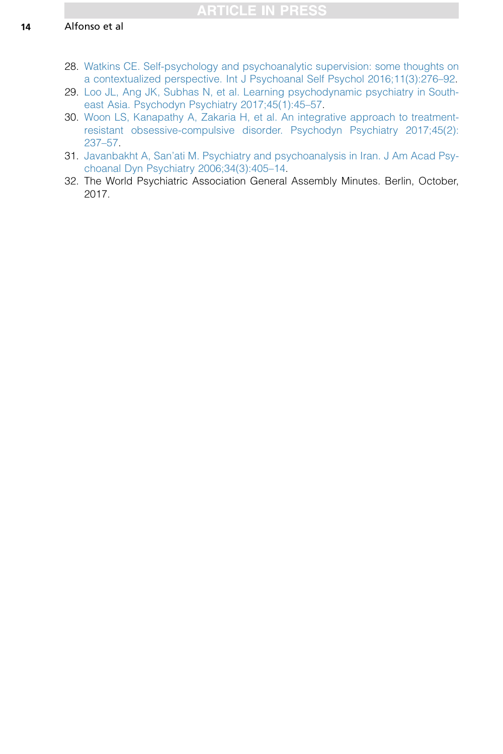28. Watkins CE. Self-psychology and psychoanalytic supervision: some thoughts on a contextualized perspective. Int J Psychoanal Self Psychol 2016;11(3):276–92.
29. Loo JL, Ang JK, Subhas N, et al. Learning psychodynamic psychiatry in South-east Asia. Psychodyn Psychiatry 2017;45(1):45–57.
30. Woon LS, Kanapathy A, Zakaria H, et al. An integrative approach to treatment-resistant obsessive-compulsive disorder. Psychodyn Psychiatry 2017;45(2): 237–57.
31. Javanbakht A, San'ati M. Psychiatry and psychoanalysis in Iran. J Am Acad Psychoanal Dyn Psychiatry 2006;34(3):405–14.
32. The World Psychiatric Association General Assembly Minutes. Berlin, October, 2017.